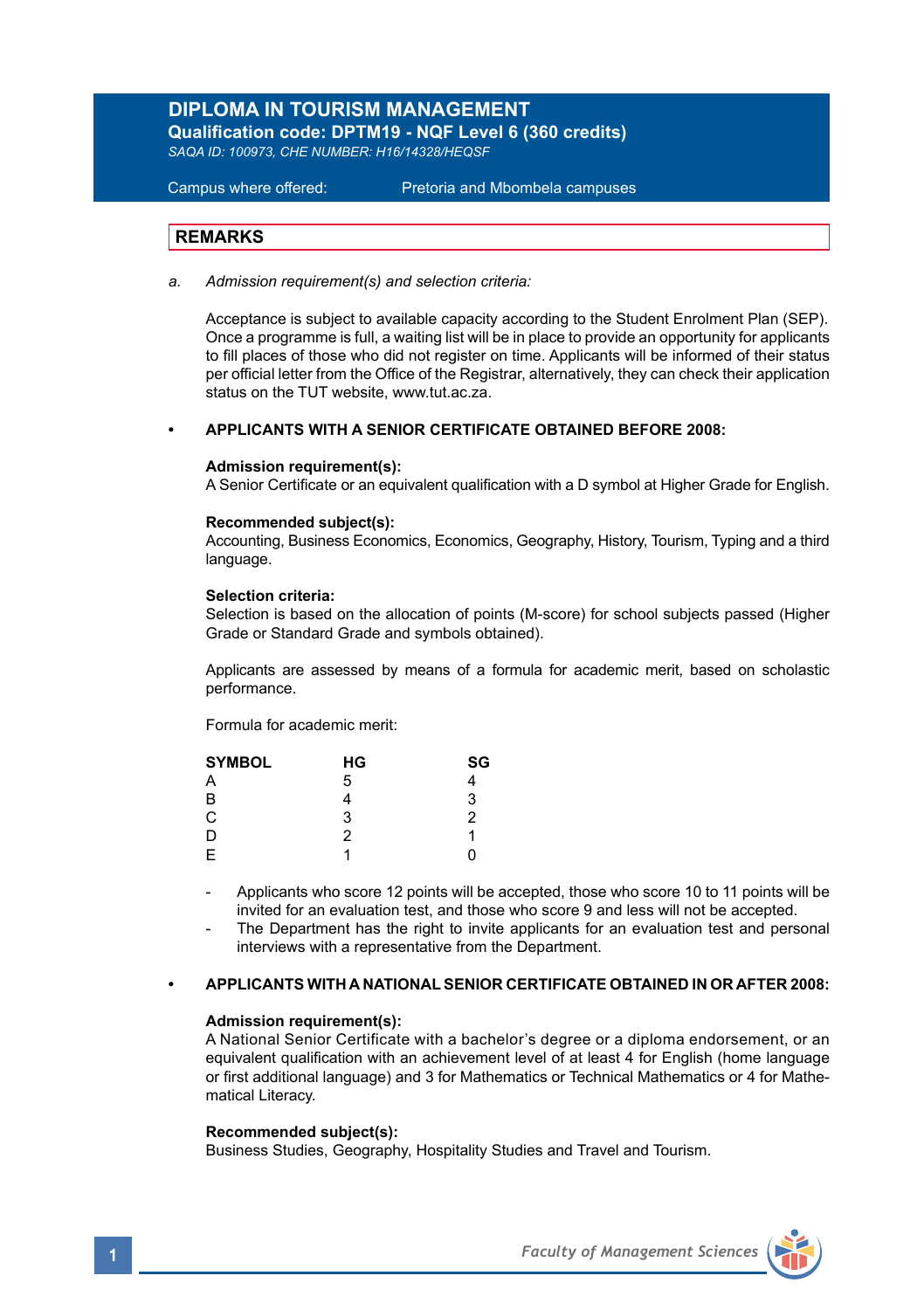# DIPLOMA IN TOURISM MANAGEMENT

**Qualification code: DPTM19 - NQF Level 6 (360 credits)**

*SAQA ID: 100973, CHE NUMBER: H16/14328/HEQSF*

Campus where offered: Pretoria and Mbombela campuses

## REMARKS

a. *Admission requirement(s) and selection criteria:*

Acceptance is subject to available capacity according to the Student Enrolment Plan (SEP). Once a programme is full, a waiting list will be in place to provide an opportunity for applicants to fill places of those who did not register on time. Applicants will be informed of their status per official letter from the Office of the Registrar, alternatively, they can check their application status on the TUT website, www.tut.ac.za.

- **APPLICANTS WITH A SENIOR CERTIFICATE OBTAINED BEFORE 2008:**

**Admission requirement(s):**
A Senior Certificate or an equivalent qualification with a D symbol at Higher Grade for English.

**Recommended subject(s):**
Accounting, Business Economics, Economics, Geography, History, Tourism, Typing and a third language.

**Selection criteria:**
Selection is based on the allocation of points (M-score) for school subjects passed (Higher Grade or Standard Grade and symbols obtained).

Applicants are assessed by means of a formula for academic merit, based on scholastic performance.

Formula for academic merit:

| SYMBOL | HG | SG |
|---|---|---|
| A | 5 | 4 |
| B | 4 | 3 |
| C | 3 | 2 |
| D | 2 | 1 |
| E | 1 | 0 |

- Applicants who score 12 points will be accepted, those who score 10 to 11 points will be invited for an evaluation test, and those who score 9 and less will not be accepted.
- The Department has the right to invite applicants for an evaluation test and personal interviews with a representative from the Department.

- **APPLICANTS WITH A NATIONAL SENIOR CERTIFICATE OBTAINED IN OR AFTER 2008:**

**Admission requirement(s):**
A National Senior Certificate with a bachelor's degree or a diploma endorsement, or an equivalent qualification with an achievement level of at least 4 for English (home language or first additional language) and 3 for Mathematics or Technical Mathematics or 4 for Mathematical Literacy.

**Recommended subject(s):**
Business Studies, Geography, Hospitality Studies and Travel and Tourism.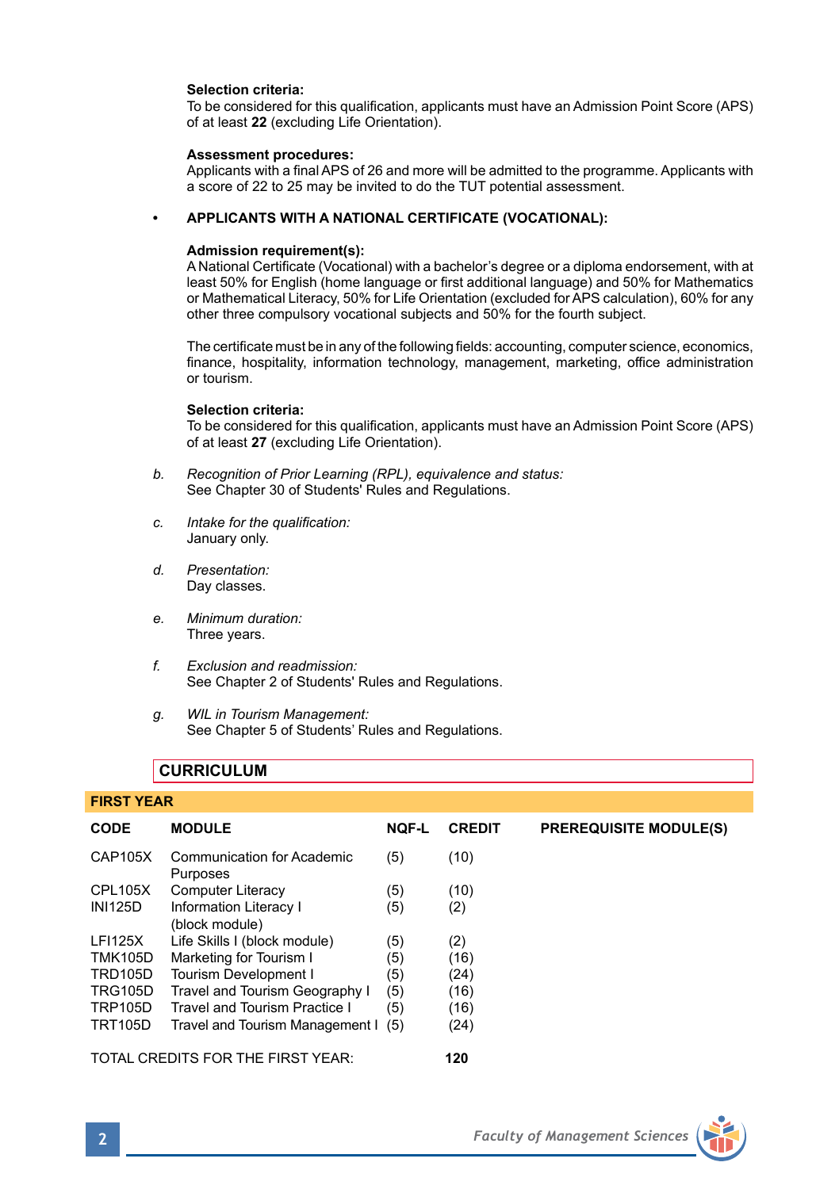**Selection criteria:**
To be considered for this qualification, applicants must have an Admission Point Score (APS) of at least **22** (excluding Life Orientation).

**Assessment procedures:**
Applicants with a final APS of 26 and more will be admitted to the programme. Applicants with a score of 22 to 25 may be invited to do the TUT potential assessment.

- **APPLICANTS WITH A NATIONAL CERTIFICATE (VOCATIONAL):**

**Admission requirement(s):**
A National Certificate (Vocational) with a bachelor's degree or a diploma endorsement, with at least 50% for English (home language or first additional language) and 50% for Mathematics or Mathematical Literacy, 50% for Life Orientation (excluded for APS calculation), 60% for any other three compulsory vocational subjects and 50% for the fourth subject.

The certificate must be in any of the following fields: accounting, computer science, economics, finance, hospitality, information technology, management, marketing, office administration or tourism.

**Selection criteria:**
To be considered for this qualification, applicants must have an Admission Point Score (APS) of at least **27** (excluding Life Orientation).

b. *Recognition of Prior Learning (RPL), equivalence and status:*
See Chapter 30 of Students' Rules and Regulations.

c. *Intake for the qualification:*
January only.

d. *Presentation:*
Day classes.

e. *Minimum duration:*
Three years.

f. *Exclusion and readmission:*
See Chapter 2 of Students' Rules and Regulations.

g. *WIL in Tourism Management:*
See Chapter 5 of Students' Rules and Regulations.

## CURRICULUM

### FIRST YEAR

| CODE | MODULE | NQF-L | CREDIT | PREREQUISITE MODULE(S) |
|---|---|---|---|---|
| CAP105X | Communication for Academic Purposes | (5) | (10) | |
| CPL105X | Computer Literacy | (5) | (10) | |
| INI125D | Information Literacy I (block module) | (5) | (2) | |
| LFI125X | Life Skills I (block module) | (5) | (2) | |
| TMK105D | Marketing for Tourism I | (5) | (16) | |
| TRD105D | Tourism Development I | (5) | (24) | |
| TRG105D | Travel and Tourism Geography I | (5) | (16) | |
| TRP105D | Travel and Tourism Practice I | (5) | (16) | |
| TRT105D | Travel and Tourism Management I | (5) | (24) | |

TOTAL CREDITS FOR THE FIRST YEAR: **120**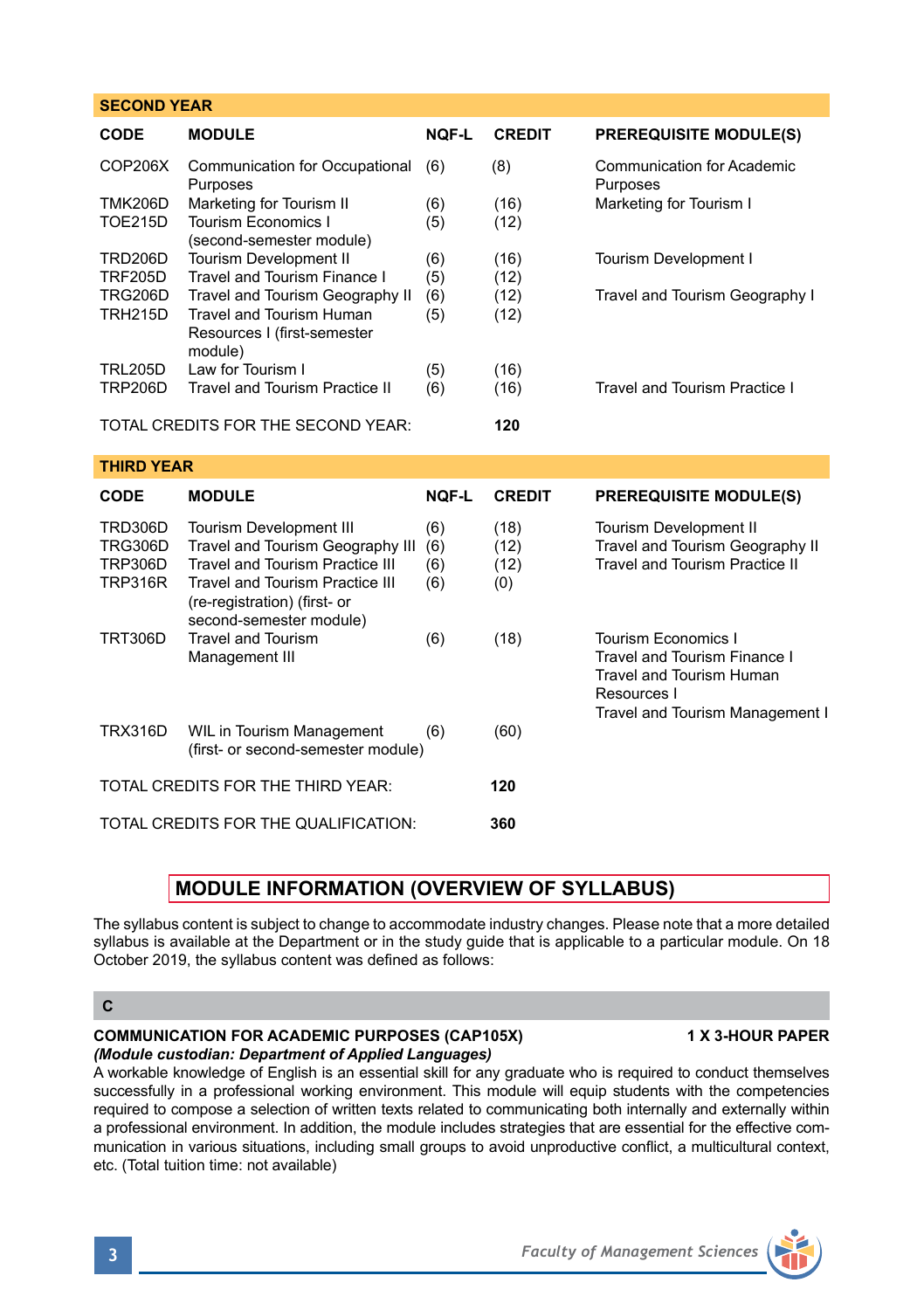## SECOND YEAR

| CODE | MODULE | NQF-L | CREDIT | PREREQUISITE MODULE(S) |
|---|---|---|---|---|
| COP206X | Communication for Occupational Purposes | (6) | (8) | Communication for Academic Purposes |
| TMK206D | Marketing for Tourism II | (6) | (16) | Marketing for Tourism I |
| TOE215D | Tourism Economics I (second-semester module) | (5) | (12) | |
| TRD206D | Tourism Development II | (6) | (16) | Tourism Development I |
| TRF205D | Travel and Tourism Finance I | (5) | (12) | |
| TRG206D | Travel and Tourism Geography II | (6) | (12) | Travel and Tourism Geography I |
| TRH215D | Travel and Tourism Human Resources I (first-semester module) | (5) | (12) | |
| TRL205D | Law for Tourism I | (5) | (16) | |
| TRP206D | Travel and Tourism Practice II | (6) | (16) | Travel and Tourism Practice I |

TOTAL CREDITS FOR THE SECOND YEAR: **120**

## THIRD YEAR

| CODE | MODULE | NQF-L | CREDIT | PREREQUISITE MODULE(S) |
|---|---|---|---|---|
| TRD306D | Tourism Development III | (6) | (18) | Tourism Development II |
| TRG306D | Travel and Tourism Geography III | (6) | (12) | Travel and Tourism Geography II |
| TRP306D | Travel and Tourism Practice III | (6) | (12) | Travel and Tourism Practice II |
| TRP316R | Travel and Tourism Practice III (re-registration) (first- or second-semester module) | (6) | (0) | |
| TRT306D | Travel and Tourism Management III | (6) | (18) | Tourism Economics I<br>Travel and Tourism Finance I<br>Travel and Tourism Human Resources I<br>Travel and Tourism Management I |
| TRX316D | WIL in Tourism Management (first- or second-semester module) | (6) | (60) | |

TOTAL CREDITS FOR THE THIRD YEAR: **120**

TOTAL CREDITS FOR THE QUALIFICATION: **360**

## MODULE INFORMATION (OVERVIEW OF SYLLABUS)

The syllabus content is subject to change to accommodate industry changes. Please note that a more detailed syllabus is available at the Department or in the study guide that is applicable to a particular module. On 18 October 2019, the syllabus content was defined as follows:

### C

**COMMUNICATION FOR ACADEMIC PURPOSES (CAP105X)** **1 X 3-HOUR PAPER**

***(Module custodian: Department of Applied Languages)***

A workable knowledge of English is an essential skill for any graduate who is required to conduct themselves successfully in a professional working environment. This module will equip students with the competencies required to compose a selection of written texts related to communicating both internally and externally within a professional environment. In addition, the module includes strategies that are essential for the effective communication in various situations, including small groups to avoid unproductive conflict, a multicultural context, etc. (Total tuition time: not available)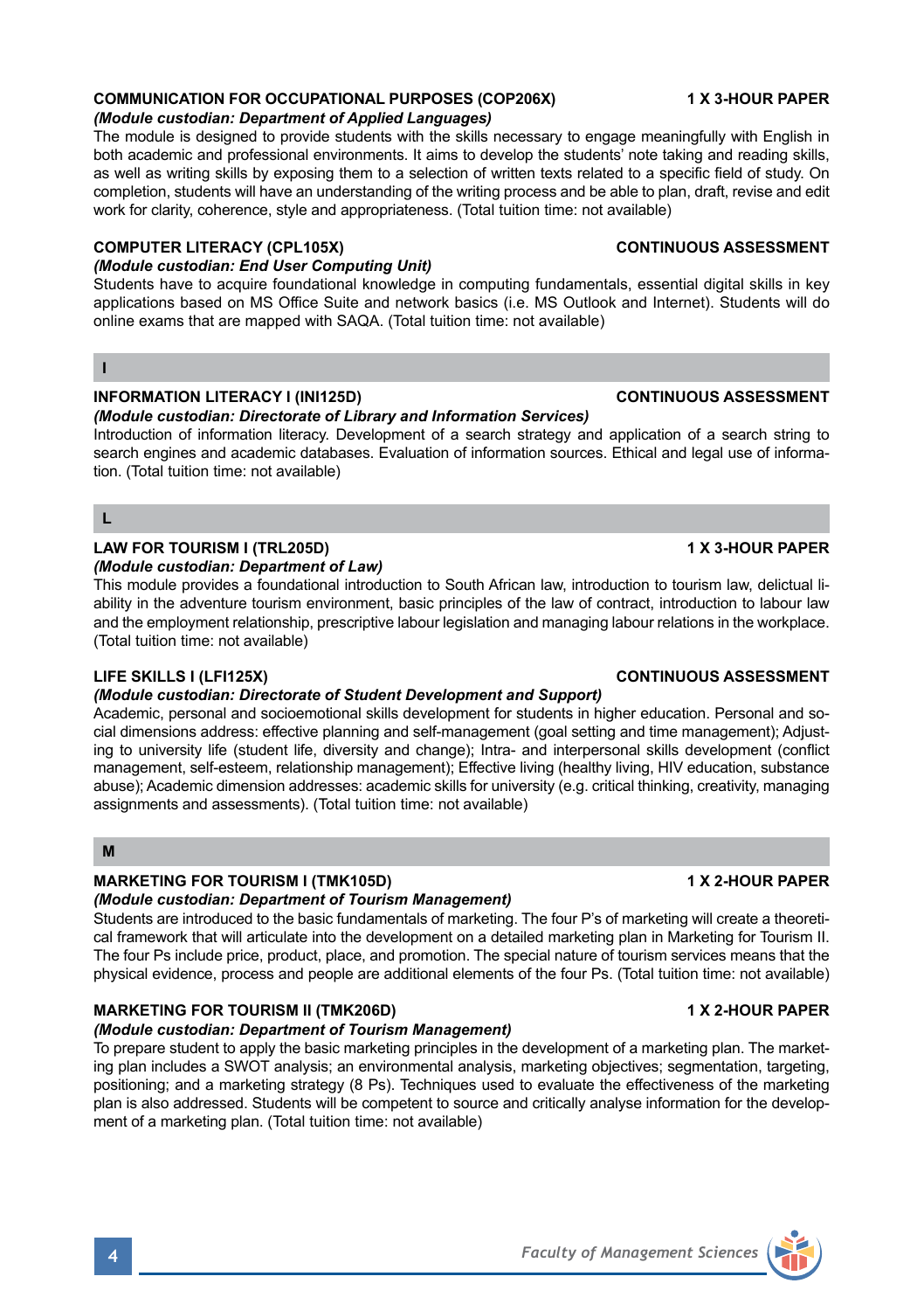**COMMUNICATION FOR OCCUPATIONAL PURPOSES (COP206X)** **1 X 3-HOUR PAPER**
*(Module custodian: Department of Applied Languages)*
The module is designed to provide students with the skills necessary to engage meaningfully with English in both academic and professional environments. It aims to develop the students' note taking and reading skills, as well as writing skills by exposing them to a selection of written texts related to a specific field of study. On completion, students will have an understanding of the writing process and be able to plan, draft, revise and edit work for clarity, coherence, style and appropriateness. (Total tuition time: not available)

**COMPUTER LITERACY (CPL105X)** **CONTINUOUS ASSESSMENT**
*(Module custodian: End User Computing Unit)*
Students have to acquire foundational knowledge in computing fundamentals, essential digital skills in key applications based on MS Office Suite and network basics (i.e. MS Outlook and Internet). Students will do online exams that are mapped with SAQA. (Total tuition time: not available)

## I

**INFORMATION LITERACY I (INI125D)** **CONTINUOUS ASSESSMENT**
*(Module custodian: Directorate of Library and Information Services)*
Introduction of information literacy. Development of a search strategy and application of a search string to search engines and academic databases. Evaluation of information sources. Ethical and legal use of information. (Total tuition time: not available)

## L

**LAW FOR TOURISM I (TRL205D)** **1 X 3-HOUR PAPER**
*(Module custodian: Department of Law)*
This module provides a foundational introduction to South African law, introduction to tourism law, delictual liability in the adventure tourism environment, basic principles of the law of contract, introduction to labour law and the employment relationship, prescriptive labour legislation and managing labour relations in the workplace. (Total tuition time: not available)

**LIFE SKILLS I (LFI125X)** **CONTINUOUS ASSESSMENT**
*(Module custodian: Directorate of Student Development and Support)*
Academic, personal and socioemotional skills development for students in higher education. Personal and social dimensions address: effective planning and self-management (goal setting and time management); Adjusting to university life (student life, diversity and change); Intra- and interpersonal skills development (conflict management, self-esteem, relationship management); Effective living (healthy living, HIV education, substance abuse); Academic dimension addresses: academic skills for university (e.g. critical thinking, creativity, managing assignments and assessments). (Total tuition time: not available)

## M

**MARKETING FOR TOURISM I (TMK105D)** **1 X 2-HOUR PAPER**
*(Module custodian: Department of Tourism Management)*
Students are introduced to the basic fundamentals of marketing. The four P's of marketing will create a theoretical framework that will articulate into the development on a detailed marketing plan in Marketing for Tourism II. The four Ps include price, product, place, and promotion. The special nature of tourism services means that the physical evidence, process and people are additional elements of the four Ps. (Total tuition time: not available)

**MARKETING FOR TOURISM II (TMK206D)** **1 X 2-HOUR PAPER**
*(Module custodian: Department of Tourism Management)*
To prepare student to apply the basic marketing principles in the development of a marketing plan. The marketing plan includes a SWOT analysis; an environmental analysis, marketing objectives; segmentation, targeting, positioning; and a marketing strategy (8 Ps). Techniques used to evaluate the effectiveness of the marketing plan is also addressed. Students will be competent to source and critically analyse information for the development of a marketing plan. (Total tuition time: not available)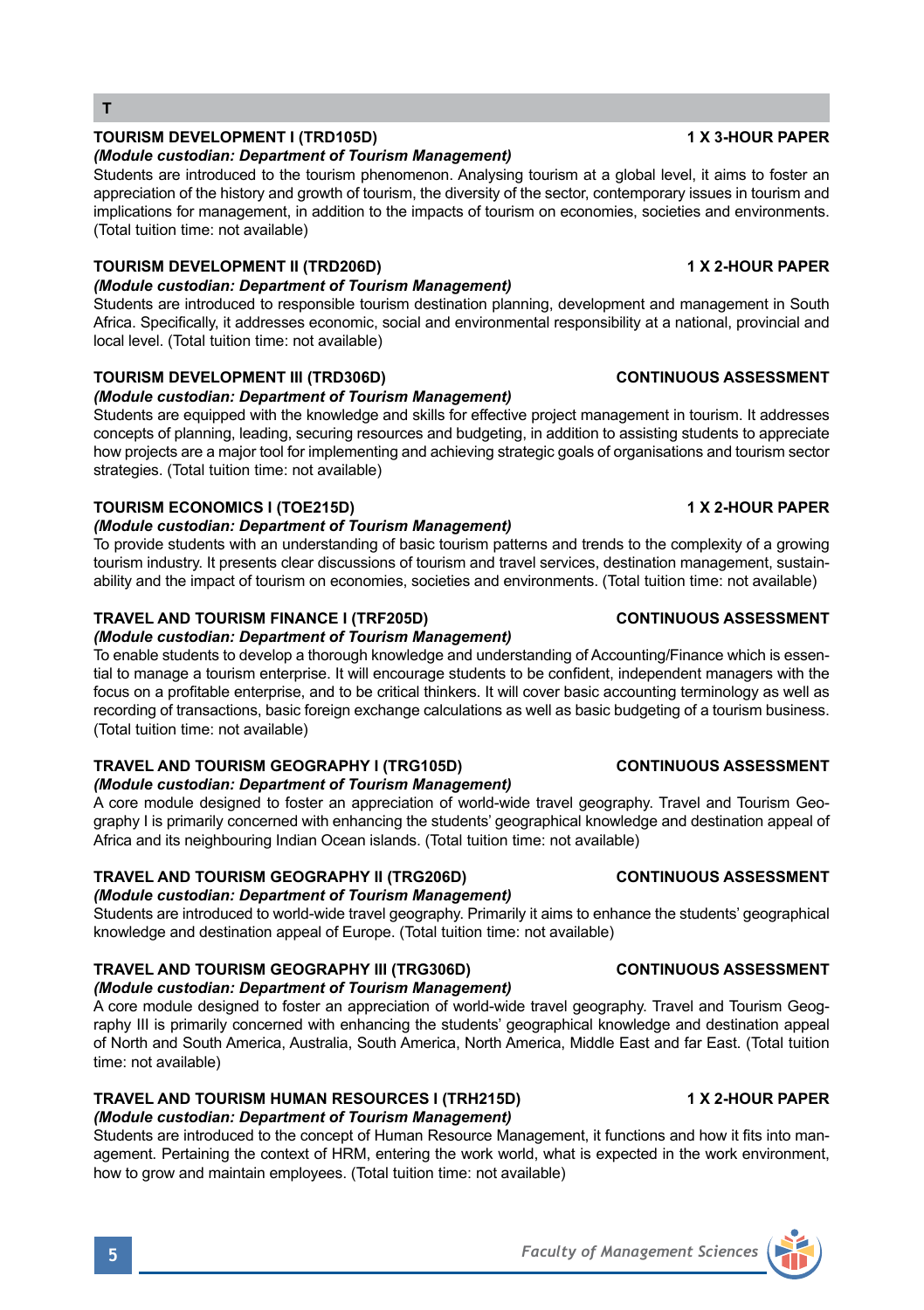## T

### TOURISM DEVELOPMENT I (TRD105D) — 1 X 3-HOUR PAPER

*(Module custodian: Department of Tourism Management)*

Students are introduced to the tourism phenomenon. Analysing tourism at a global level, it aims to foster an appreciation of the history and growth of tourism, the diversity of the sector, contemporary issues in tourism and implications for management, in addition to the impacts of tourism on economies, societies and environments. (Total tuition time: not available)

### TOURISM DEVELOPMENT II (TRD206D) — 1 X 2-HOUR PAPER

*(Module custodian: Department of Tourism Management)*

Students are introduced to responsible tourism destination planning, development and management in South Africa. Specifically, it addresses economic, social and environmental responsibility at a national, provincial and local level. (Total tuition time: not available)

### TOURISM DEVELOPMENT III (TRD306D) — CONTINUOUS ASSESSMENT

*(Module custodian: Department of Tourism Management)*

Students are equipped with the knowledge and skills for effective project management in tourism. It addresses concepts of planning, leading, securing resources and budgeting, in addition to assisting students to appreciate how projects are a major tool for implementing and achieving strategic goals of organisations and tourism sector strategies. (Total tuition time: not available)

### TOURISM ECONOMICS I (TOE215D) — 1 X 2-HOUR PAPER

*(Module custodian: Department of Tourism Management)*

To provide students with an understanding of basic tourism patterns and trends to the complexity of a growing tourism industry. It presents clear discussions of tourism and travel services, destination management, sustainability and the impact of tourism on economies, societies and environments. (Total tuition time: not available)

### TRAVEL AND TOURISM FINANCE I (TRF205D) — CONTINUOUS ASSESSMENT

*(Module custodian: Department of Tourism Management)*

To enable students to develop a thorough knowledge and understanding of Accounting/Finance which is essential to manage a tourism enterprise. It will encourage students to be confident, independent managers with the focus on a profitable enterprise, and to be critical thinkers. It will cover basic accounting terminology as well as recording of transactions, basic foreign exchange calculations as well as basic budgeting of a tourism business. (Total tuition time: not available)

### TRAVEL AND TOURISM GEOGRAPHY I (TRG105D) — CONTINUOUS ASSESSMENT

*(Module custodian: Department of Tourism Management)*

A core module designed to foster an appreciation of world-wide travel geography. Travel and Tourism Geography I is primarily concerned with enhancing the students' geographical knowledge and destination appeal of Africa and its neighbouring Indian Ocean islands. (Total tuition time: not available)

### TRAVEL AND TOURISM GEOGRAPHY II (TRG206D) — CONTINUOUS ASSESSMENT

*(Module custodian: Department of Tourism Management)*

Students are introduced to world-wide travel geography. Primarily it aims to enhance the students' geographical knowledge and destination appeal of Europe. (Total tuition time: not available)

### TRAVEL AND TOURISM GEOGRAPHY III (TRG306D) — CONTINUOUS ASSESSMENT

*(Module custodian: Department of Tourism Management)*

A core module designed to foster an appreciation of world-wide travel geography. Travel and Tourism Geography III is primarily concerned with enhancing the students' geographical knowledge and destination appeal of North and South America, Australia, South America, North America, Middle East and far East. (Total tuition time: not available)

### TRAVEL AND TOURISM HUMAN RESOURCES I (TRH215D) — 1 X 2-HOUR PAPER

*(Module custodian: Department of Tourism Management)*

Students are introduced to the concept of Human Resource Management, it functions and how it fits into management. Pertaining the context of HRM, entering the work world, what is expected in the work environment, how to grow and maintain employees. (Total tuition time: not available)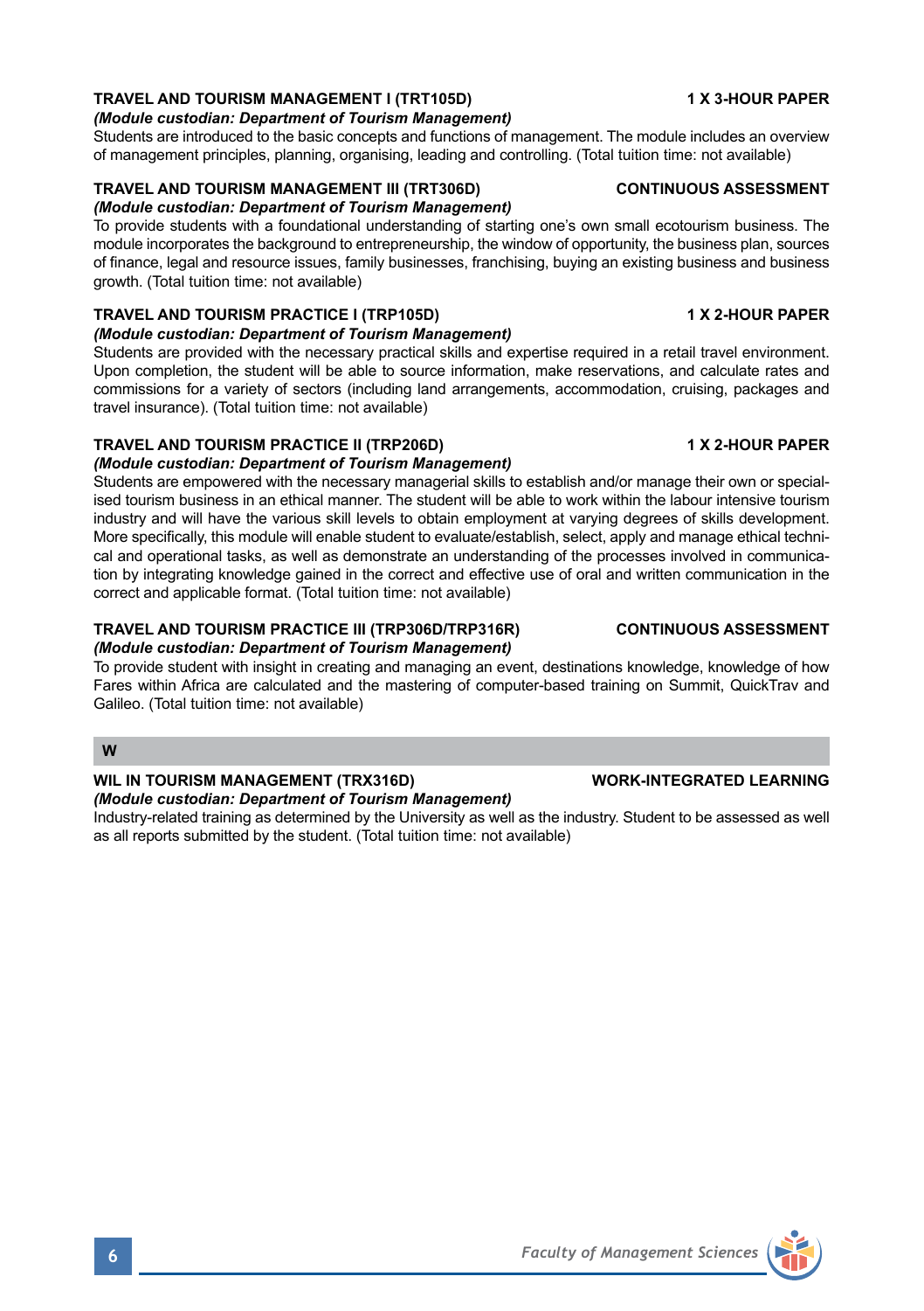**TRAVEL AND TOURISM MANAGEMENT I (TRT105D) — 1 X 3-HOUR PAPER**

***(Module custodian: Department of Tourism Management)***

Students are introduced to the basic concepts and functions of management. The module includes an overview of management principles, planning, organising, leading and controlling. (Total tuition time: not available)

**TRAVEL AND TOURISM MANAGEMENT III (TRT306D) — CONTINUOUS ASSESSMENT**

***(Module custodian: Department of Tourism Management)***

To provide students with a foundational understanding of starting one's own small ecotourism business. The module incorporates the background to entrepreneurship, the window of opportunity, the business plan, sources of finance, legal and resource issues, family businesses, franchising, buying an existing business and business growth. (Total tuition time: not available)

**TRAVEL AND TOURISM PRACTICE I (TRP105D) — 1 X 2-HOUR PAPER**

***(Module custodian: Department of Tourism Management)***

Students are provided with the necessary practical skills and expertise required in a retail travel environment. Upon completion, the student will be able to source information, make reservations, and calculate rates and commissions for a variety of sectors (including land arrangements, accommodation, cruising, packages and travel insurance). (Total tuition time: not available)

**TRAVEL AND TOURISM PRACTICE II (TRP206D) — 1 X 2-HOUR PAPER**

***(Module custodian: Department of Tourism Management)***

Students are empowered with the necessary managerial skills to establish and/or manage their own or specialised tourism business in an ethical manner. The student will be able to work within the labour intensive tourism industry and will have the various skill levels to obtain employment at varying degrees of skills development. More specifically, this module will enable student to evaluate/establish, select, apply and manage ethical technical and operational tasks, as well as demonstrate an understanding of the processes involved in communication by integrating knowledge gained in the correct and effective use of oral and written communication in the correct and applicable format. (Total tuition time: not available)

**TRAVEL AND TOURISM PRACTICE III (TRP306D/TRP316R) — CONTINUOUS ASSESSMENT**

***(Module custodian: Department of Tourism Management)***

To provide student with insight in creating and managing an event, destinations knowledge, knowledge of how Fares within Africa are calculated and the mastering of computer-based training on Summit, QuickTrav and Galileo. (Total tuition time: not available)

## W

**WIL IN TOURISM MANAGEMENT (TRX316D) — WORK-INTEGRATED LEARNING**

***(Module custodian: Department of Tourism Management)***

Industry-related training as determined by the University as well as the industry. Student to be assessed as well as all reports submitted by the student. (Total tuition time: not available)